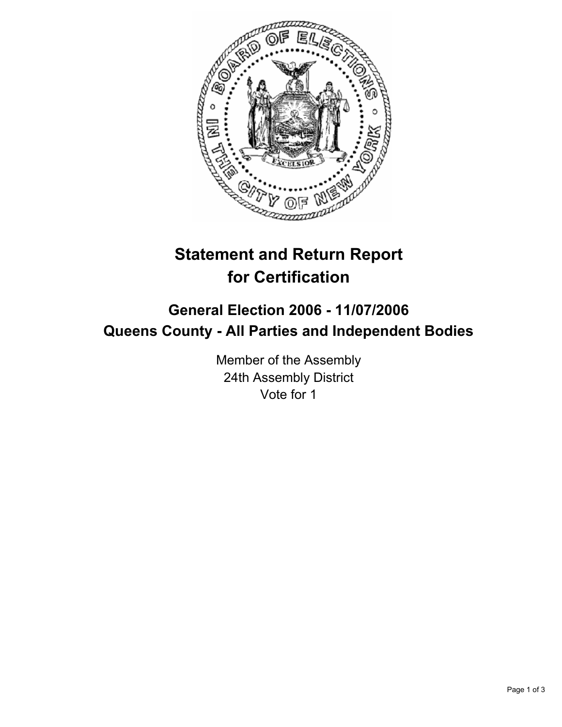# Statement and Return Report for Certification

## General Election 2006 - 11/07/2006
## Queens County - All Parties and Independent Bodies

Member of the Assembly
24th Assembly District
Vote for 1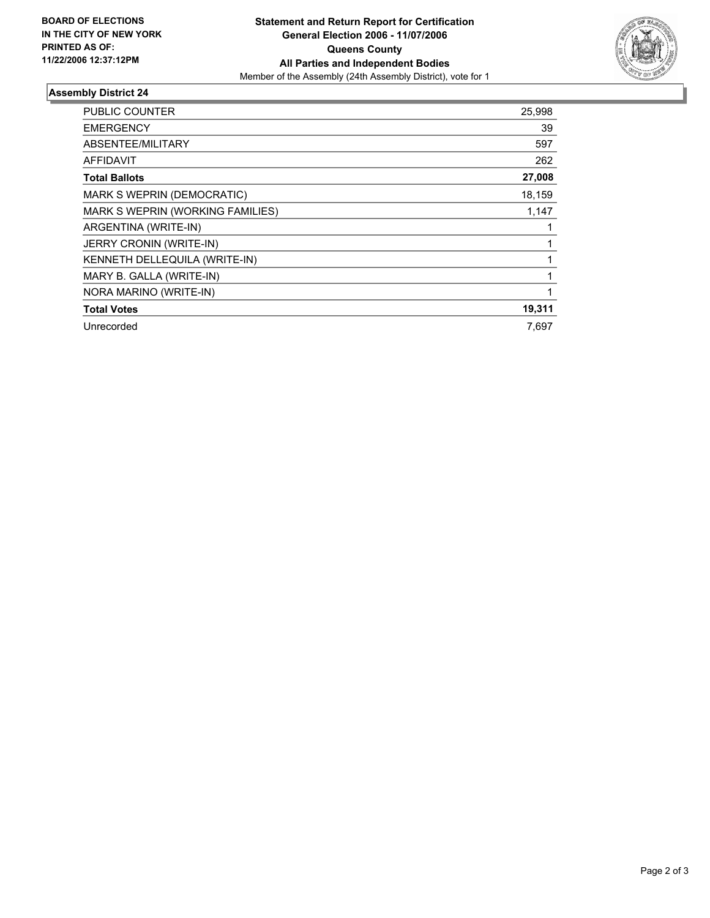**BOARD OF ELECTIONS IN THE CITY OF NEW YORK PRINTED AS OF: 11/22/2006 12:37:12PM**

# Statement and Return Report for Certification
## General Election 2006 - 11/07/2006
## Queens County
## All Parties and Independent Bodies

Member of the Assembly (24th Assembly District), vote for 1

### Assembly District 24

| | |
|---|---|
| PUBLIC COUNTER | 25,998 |
| EMERGENCY | 39 |
| ABSENTEE/MILITARY | 597 |
| AFFIDAVIT | 262 |
| **Total Ballots** | **27,008** |
| MARK S WEPRIN (DEMOCRATIC) | 18,159 |
| MARK S WEPRIN (WORKING FAMILIES) | 1,147 |
| ARGENTINA (WRITE-IN) | 1 |
| JERRY CRONIN (WRITE-IN) | 1 |
| KENNETH DELLEQUILA (WRITE-IN) | 1 |
| MARY B. GALLA (WRITE-IN) | 1 |
| NORA MARINO (WRITE-IN) | 1 |
| **Total Votes** | **19,311** |
| Unrecorded | 7,697 |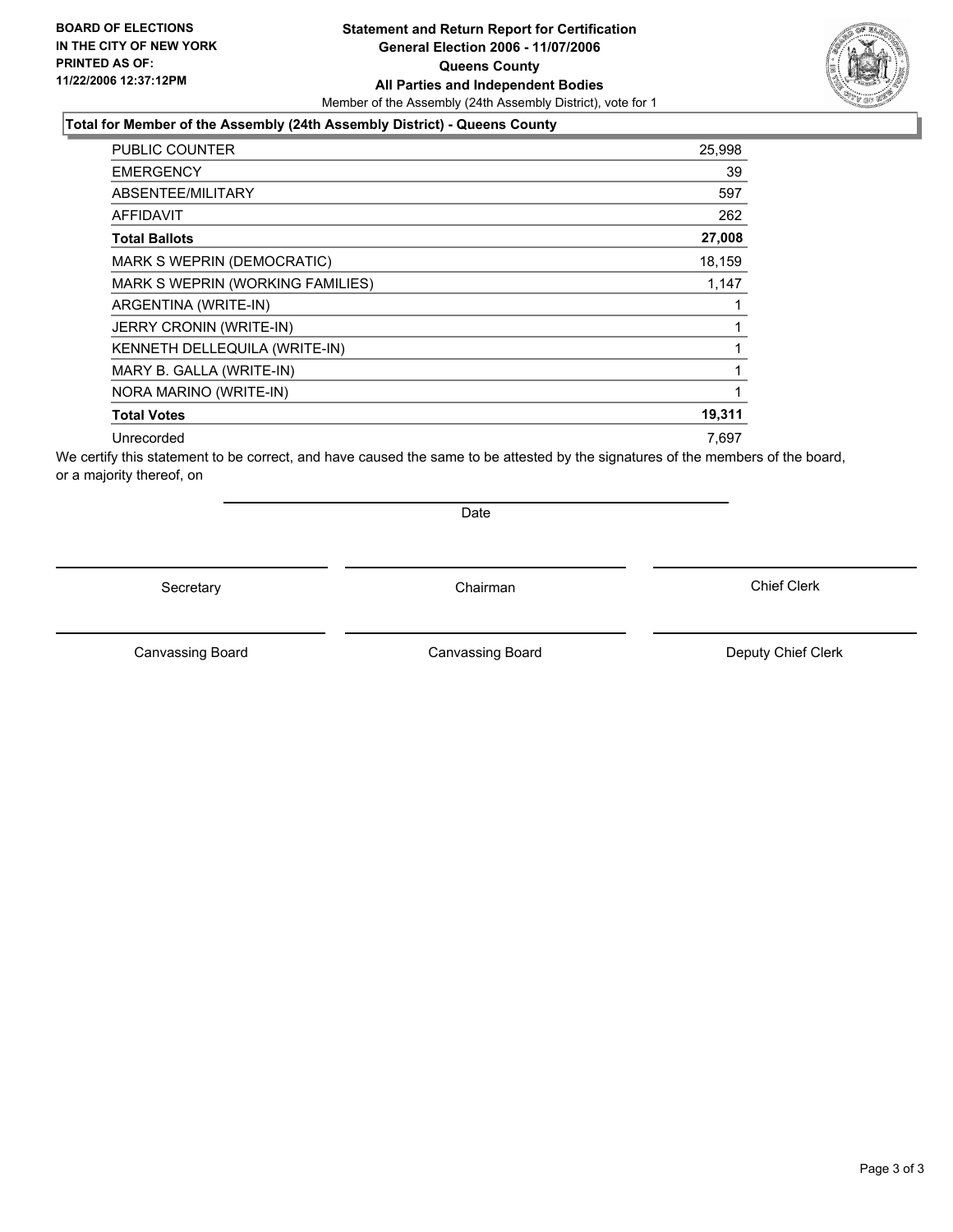**BOARD OF ELECTIONS IN THE CITY OF NEW YORK PRINTED AS OF: 11/22/2006 12:37:12PM**

**Statement and Return Report for Certification**
**General Election 2006 - 11/07/2006**
**Queens County**
**All Parties and Independent Bodies**
Member of the Assembly (24th Assembly District), vote for 1

**Total for Member of the Assembly (24th Assembly District) - Queens County**

| | |
|---|---|
| PUBLIC COUNTER | 25,998 |
| EMERGENCY | 39 |
| ABSENTEE/MILITARY | 597 |
| AFFIDAVIT | 262 |
| **Total Ballots** | **27,008** |
| MARK S WEPRIN (DEMOCRATIC) | 18,159 |
| MARK S WEPRIN (WORKING FAMILIES) | 1,147 |
| ARGENTINA (WRITE-IN) | 1 |
| JERRY CRONIN (WRITE-IN) | 1 |
| KENNETH DELLEQUILA (WRITE-IN) | 1 |
| MARY B. GALLA (WRITE-IN) | 1 |
| NORA MARINO (WRITE-IN) | 1 |
| **Total Votes** | **19,311** |
| Unrecorded | 7,697 |

We certify this statement to be correct, and have caused the same to be attested by the signatures of the members of the board, or a majority thereof, on

Date

Secretary

Chairman

Chief Clerk

Canvassing Board

Canvassing Board

Deputy Chief Clerk